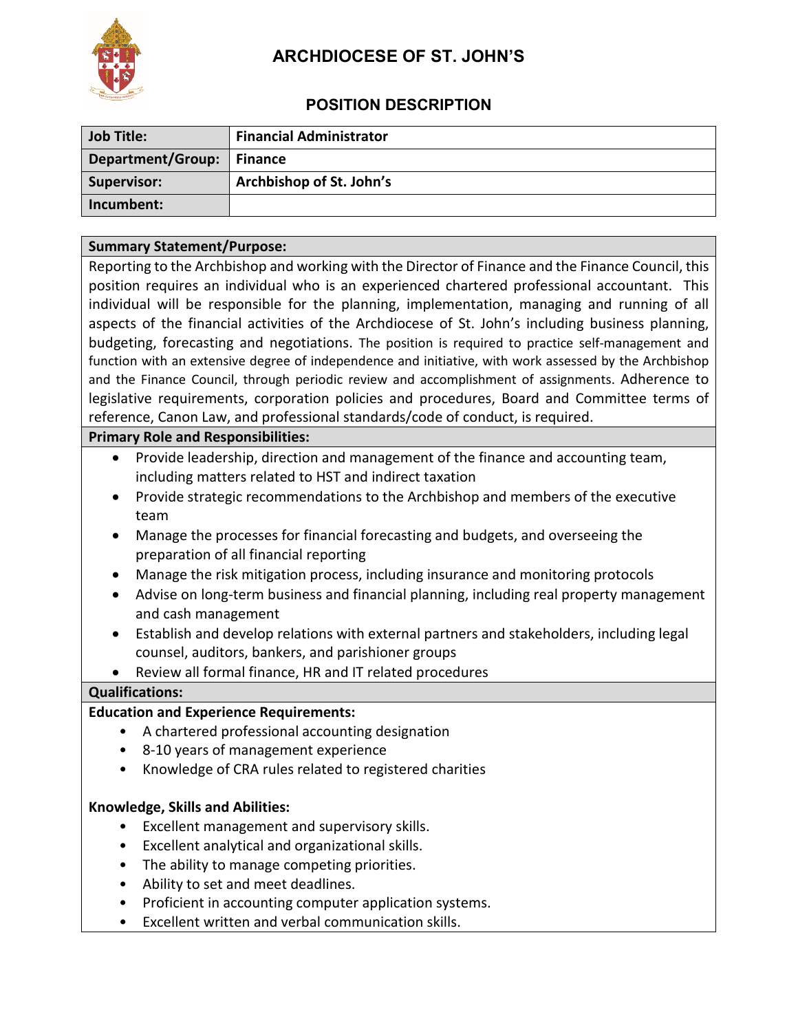# ARCHDIOCESE OF ST. JOHN'S

## POSITION DESCRIPTION

| **Job Title:** | **Financial Administrator** |
|---|---|
| **Department/Group:** | **Finance** |
| **Supervisor:** | **Archbishop of St. John's** |
| **Incumbent:** | |

**Summary Statement/Purpose:**

Reporting to the Archbishop and working with the Director of Finance and the Finance Council, this position requires an individual who is an experienced chartered professional accountant. This individual will be responsible for the planning, implementation, managing and running of all aspects of the financial activities of the Archdiocese of St. John's including business planning, budgeting, forecasting and negotiations. The position is required to practice self-management and function with an extensive degree of independence and initiative, with work assessed by the Archbishop and the Finance Council, through periodic review and accomplishment of assignments. Adherence to legislative requirements, corporation policies and procedures, Board and Committee terms of reference, Canon Law, and professional standards/code of conduct, is required.

**Primary Role and Responsibilities:**

- Provide leadership, direction and management of the finance and accounting team, including matters related to HST and indirect taxation
- Provide strategic recommendations to the Archbishop and members of the executive team
- Manage the processes for financial forecasting and budgets, and overseeing the preparation of all financial reporting
- Manage the risk mitigation process, including insurance and monitoring protocols
- Advise on long-term business and financial planning, including real property management and cash management
- Establish and develop relations with external partners and stakeholders, including legal counsel, auditors, bankers, and parishioner groups
- Review all formal finance, HR and IT related procedures

**Qualifications:**

**Education and Experience Requirements:**

- A chartered professional accounting designation
- 8-10 years of management experience
- Knowledge of CRA rules related to registered charities

**Knowledge, Skills and Abilities:**

- Excellent management and supervisory skills.
- Excellent analytical and organizational skills.
- The ability to manage competing priorities.
- Ability to set and meet deadlines.
- Proficient in accounting computer application systems.
- Excellent written and verbal communication skills.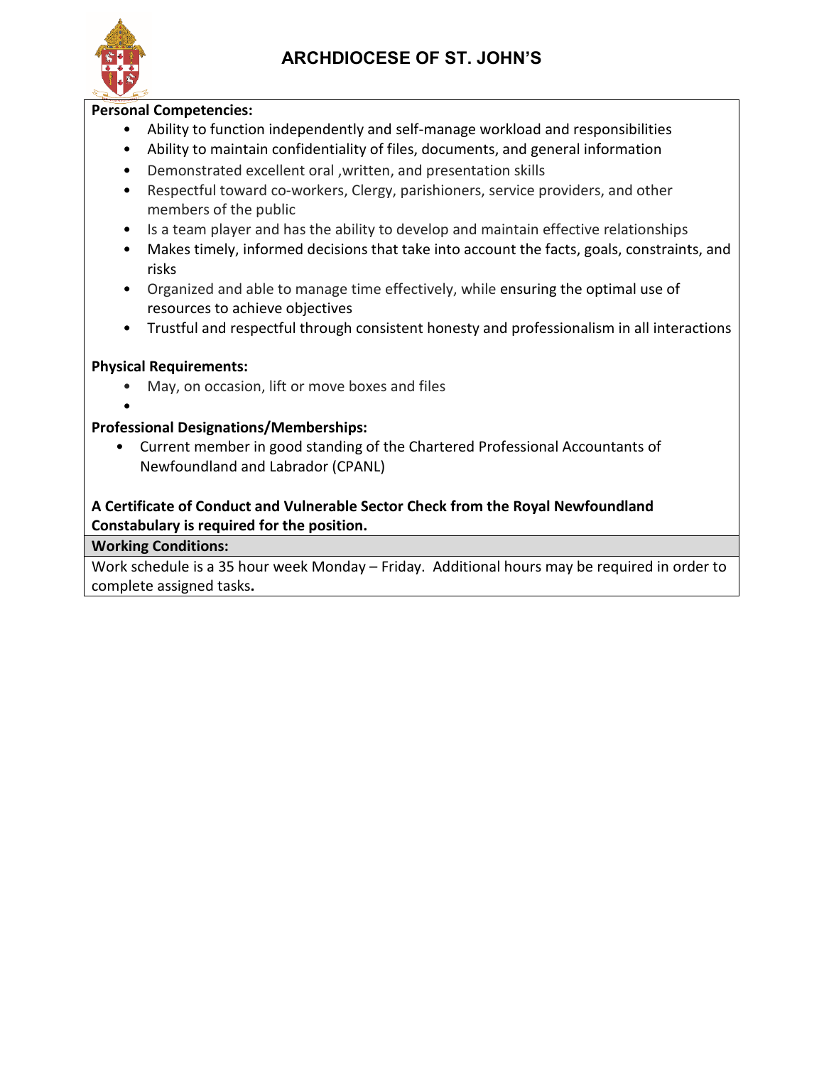**Personal Competencies:**

- Ability to function independently and self-manage workload and responsibilities
- Ability to maintain confidentiality of files, documents, and general information
- Demonstrated excellent oral ,written, and presentation skills
- Respectful toward co-workers, Clergy, parishioners, service providers, and other members of the public
- Is a team player and has the ability to develop and maintain effective relationships
- Makes timely, informed decisions that take into account the facts, goals, constraints, and risks
- Organized and able to manage time effectively, while ensuring the optimal use of resources to achieve objectives
- Trustful and respectful through consistent honesty and professionalism in all interactions

**Physical Requirements:**

- May, on occasion, lift or move boxes and files

**Professional Designations/Memberships:**

- Current member in good standing of the Chartered Professional Accountants of Newfoundland and Labrador (CPANL)

**A Certificate of Conduct and Vulnerable Sector Check from the Royal Newfoundland Constabulary is required for the position.**

**Working Conditions:**

Work schedule is a 35 hour week Monday – Friday. Additional hours may be required in order to complete assigned tasks.